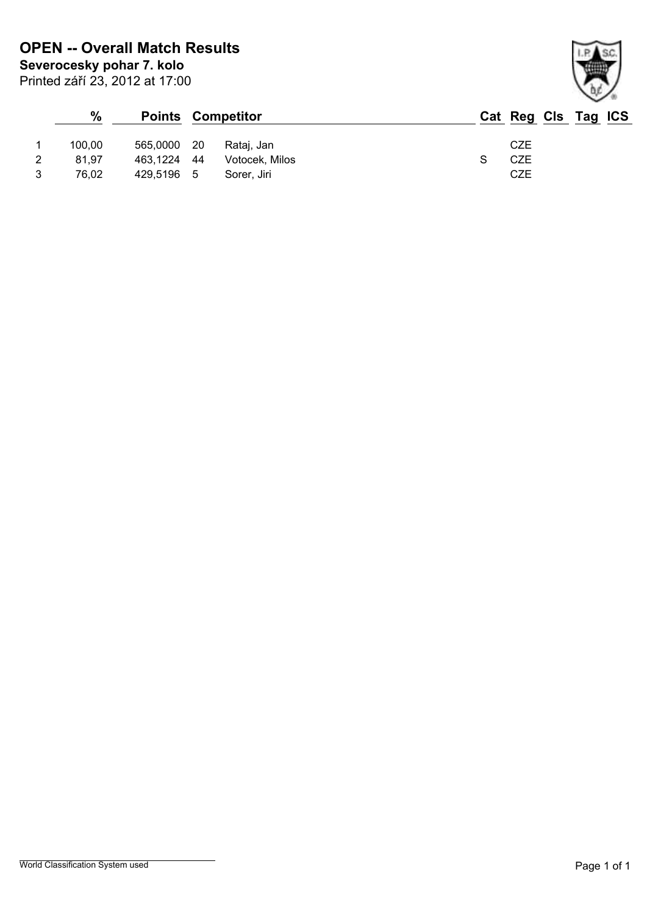# OPEN -- Overall Match Results

**Severocesky pohar 7. kolo**

Printed září 23, 2012 at 17:00

| | % | Points | Competitor | | Cat | Reg | Cls | Tag | ICS |
|---|---|---|---|---|---|---|---|---|---|
| 1 | 100,00 | 565,0000 | 20 | Rataj, Jan | | CZE | | | |
| 2 | 81,97 | 463,1224 | 44 | Votocek, Milos | S | CZE | | | |
| 3 | 76,02 | 429,5196 | 5 | Sorer, Jiri | | CZE | | | |

World Classification System used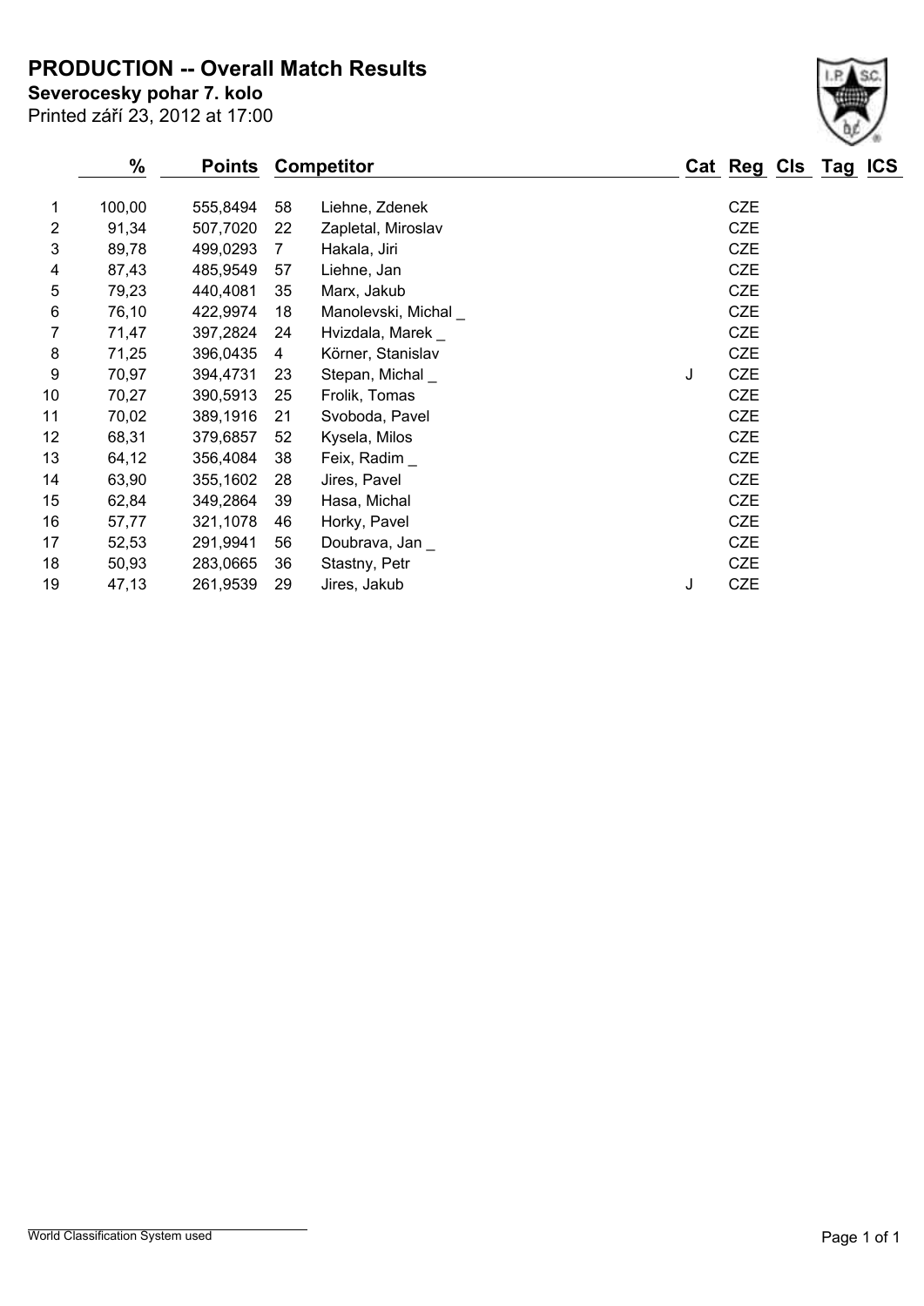# PRODUCTION -- Overall Match Results

**Severocesky pohar 7. kolo**

Printed září 23, 2012 at 17:00

| | % | Points | | Competitor | Cat | Reg | Cls | Tag | ICS |
|---|---|---|---|---|---|---|---|---|---|
| 1 | 100,00 | 555,8494 | 58 | Liehne, Zdenek | | CZE | | | |
| 2 | 91,34 | 507,7020 | 22 | Zapletal, Miroslav | | CZE | | | |
| 3 | 89,78 | 499,0293 | 7 | Hakala, Jiri | | CZE | | | |
| 4 | 87,43 | 485,9549 | 57 | Liehne, Jan | | CZE | | | |
| 5 | 79,23 | 440,4081 | 35 | Marx, Jakub | | CZE | | | |
| 6 | 76,10 | 422,9974 | 18 | Manolevski, Michal _ | | CZE | | | |
| 7 | 71,47 | 397,2824 | 24 | Hvizdala, Marek _ | | CZE | | | |
| 8 | 71,25 | 396,0435 | 4 | Körner, Stanislav | | CZE | | | |
| 9 | 70,97 | 394,4731 | 23 | Stepan, Michal _ | J | CZE | | | |
| 10 | 70,27 | 390,5913 | 25 | Frolik, Tomas | | CZE | | | |
| 11 | 70,02 | 389,1916 | 21 | Svoboda, Pavel | | CZE | | | |
| 12 | 68,31 | 379,6857 | 52 | Kysela, Milos | | CZE | | | |
| 13 | 64,12 | 356,4084 | 38 | Feix, Radim _ | | CZE | | | |
| 14 | 63,90 | 355,1602 | 28 | Jires, Pavel | | CZE | | | |
| 15 | 62,84 | 349,2864 | 39 | Hasa, Michal | | CZE | | | |
| 16 | 57,77 | 321,1078 | 46 | Horky, Pavel | | CZE | | | |
| 17 | 52,53 | 291,9941 | 56 | Doubrava, Jan _ | | CZE | | | |
| 18 | 50,93 | 283,0665 | 36 | Stastny, Petr | | CZE | | | |
| 19 | 47,13 | 261,9539 | 29 | Jires, Jakub | J | CZE | | | |

World Classification System used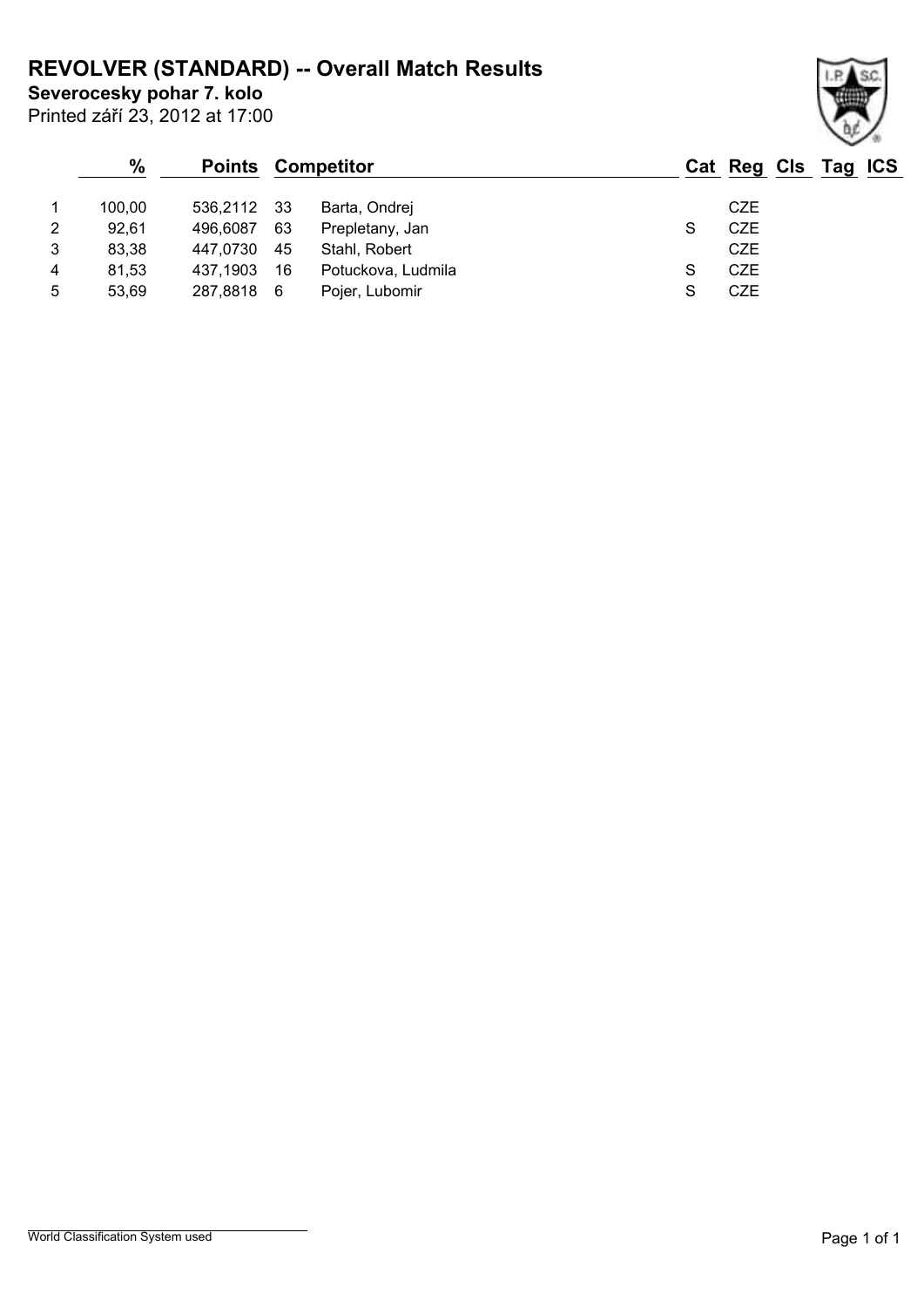# REVOLVER (STANDARD) -- Overall Match Results

**Severocesky pohar 7. kolo**

Printed září 23, 2012 at 17:00

| | % | Points | Competitor | | Cat | Reg | Cls | Tag | ICS |
|---|---|---|---|---|---|---|---|---|---|
| 1 | 100,00 | 536,2112 | 33 | Barta, Ondrej | | CZE | | | |
| 2 | 92,61 | 496,6087 | 63 | Prepletany, Jan | S | CZE | | | |
| 3 | 83,38 | 447,0730 | 45 | Stahl, Robert | | CZE | | | |
| 4 | 81,53 | 437,1903 | 16 | Potuckova, Ludmila | S | CZE | | | |
| 5 | 53,69 | 287,8818 | 6 | Pojer, Lubomir | S | CZE | | | |

World Classification System used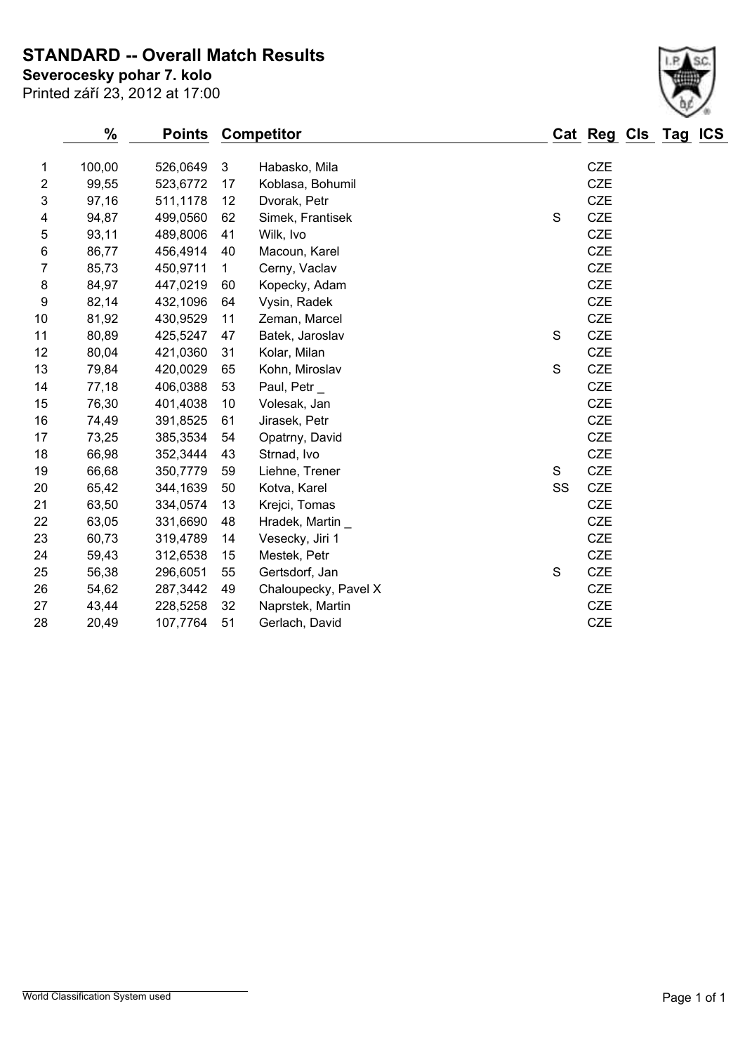# STANDARD -- Overall Match Results

**Severocesky pohar 7. kolo**

Printed září 23, 2012 at 17:00

| | % | Points | Competitor | | Cat | Reg | Cls | Tag | ICS |
|---|---|---|---|---|---|---|---|---|---|
| 1 | 100,00 | 526,0649 | 3 | Habasko, Mila | | CZE | | | |
| 2 | 99,55 | 523,6772 | 17 | Koblasa, Bohumil | | CZE | | | |
| 3 | 97,16 | 511,1178 | 12 | Dvorak, Petr | | CZE | | | |
| 4 | 94,87 | 499,0560 | 62 | Simek, Frantisek | S | CZE | | | |
| 5 | 93,11 | 489,8006 | 41 | Wilk, Ivo | | CZE | | | |
| 6 | 86,77 | 456,4914 | 40 | Macoun, Karel | | CZE | | | |
| 7 | 85,73 | 450,9711 | 1 | Cerny, Vaclav | | CZE | | | |
| 8 | 84,97 | 447,0219 | 60 | Kopecky, Adam | | CZE | | | |
| 9 | 82,14 | 432,1096 | 64 | Vysin, Radek | | CZE | | | |
| 10 | 81,92 | 430,9529 | 11 | Zeman, Marcel | | CZE | | | |
| 11 | 80,89 | 425,5247 | 47 | Batek, Jaroslav | S | CZE | | | |
| 12 | 80,04 | 421,0360 | 31 | Kolar, Milan | | CZE | | | |
| 13 | 79,84 | 420,0029 | 65 | Kohn, Miroslav | S | CZE | | | |
| 14 | 77,18 | 406,0388 | 53 | Paul, Petr _ | | CZE | | | |
| 15 | 76,30 | 401,4038 | 10 | Volesak, Jan | | CZE | | | |
| 16 | 74,49 | 391,8525 | 61 | Jirasek, Petr | | CZE | | | |
| 17 | 73,25 | 385,3534 | 54 | Opatrny, David | | CZE | | | |
| 18 | 66,98 | 352,3444 | 43 | Strnad, Ivo | | CZE | | | |
| 19 | 66,68 | 350,7779 | 59 | Liehne, Trener | S | CZE | | | |
| 20 | 65,42 | 344,1639 | 50 | Kotva, Karel | SS | CZE | | | |
| 21 | 63,50 | 334,0574 | 13 | Krejci, Tomas | | CZE | | | |
| 22 | 63,05 | 331,6690 | 48 | Hradek, Martin _ | | CZE | | | |
| 23 | 60,73 | 319,4789 | 14 | Vesecky, Jiri 1 | | CZE | | | |
| 24 | 59,43 | 312,6538 | 15 | Mestek, Petr | | CZE | | | |
| 25 | 56,38 | 296,6051 | 55 | Gertsdorf, Jan | S | CZE | | | |
| 26 | 54,62 | 287,3442 | 49 | Chaloupecky, Pavel X | | CZE | | | |
| 27 | 43,44 | 228,5258 | 32 | Naprstek, Martin | | CZE | | | |
| 28 | 20,49 | 107,7764 | 51 | Gerlach, David | | CZE | | | |

World Classification System used